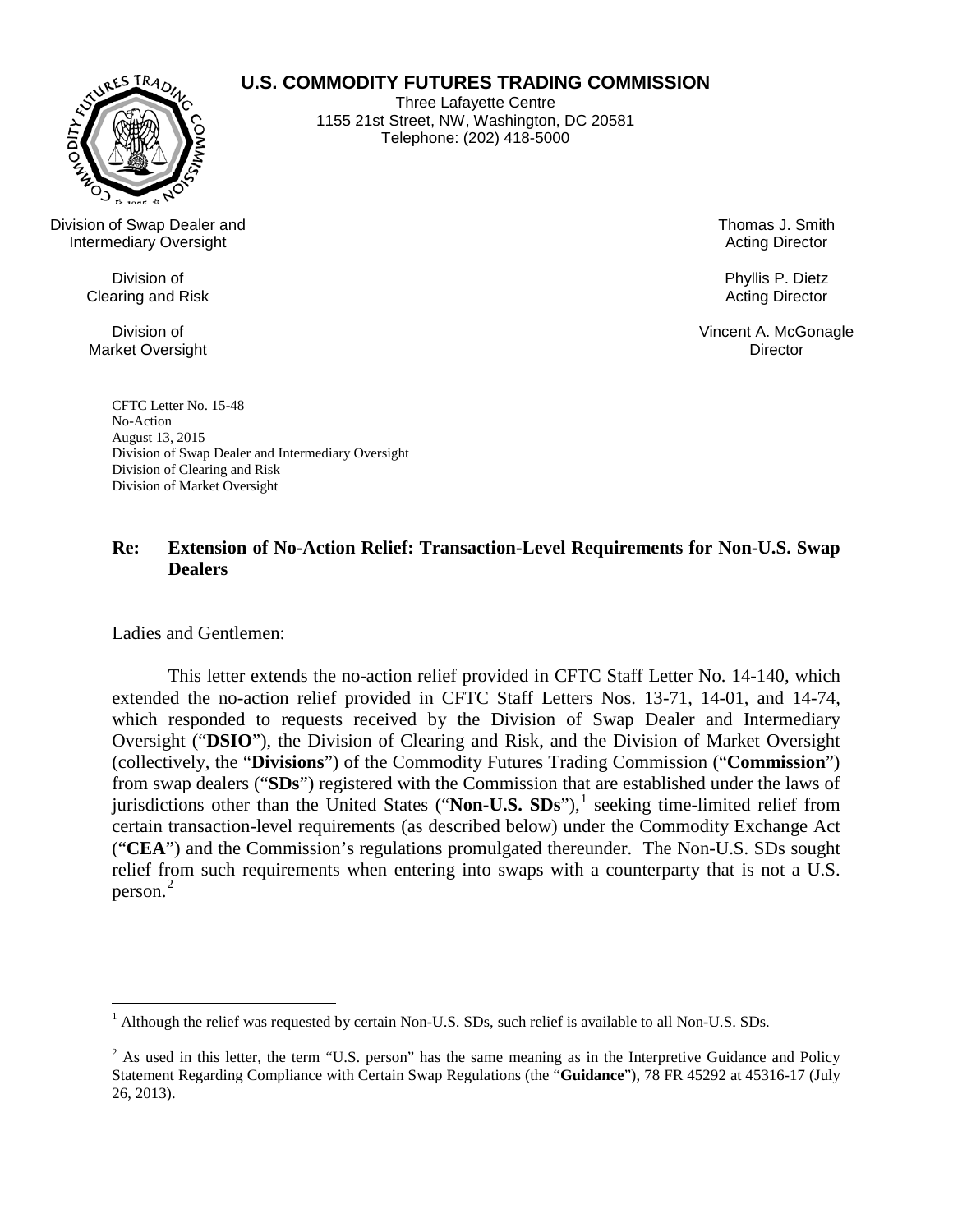**U.S. COMMODITY FUTURES TRADING COMMISSION**

Three Lafayette Centre
1155 21st Street, NW, Washington, DC 20581
Telephone: (202) 418-5000

Division of Swap Dealer and Intermediary Oversight — Thomas J. Smith, Acting Director

Division of Clearing and Risk — Phyllis P. Dietz, Acting Director

Division of Market Oversight — Vincent A. McGonagle, Director

CFTC Letter No. 15-48
No-Action
August 13, 2015
Division of Swap Dealer and Intermediary Oversight
Division of Clearing and Risk
Division of Market Oversight

**Re: Extension of No-Action Relief: Transaction-Level Requirements for Non-U.S. Swap Dealers**

Ladies and Gentlemen:

This letter extends the no-action relief provided in CFTC Staff Letter No. 14-140, which extended the no-action relief provided in CFTC Staff Letters Nos. 13-71, 14-01, and 14-74, which responded to requests received by the Division of Swap Dealer and Intermediary Oversight ("**DSIO**"), the Division of Clearing and Risk, and the Division of Market Oversight (collectively, the "**Divisions**") of the Commodity Futures Trading Commission ("**Commission**") from swap dealers ("**SDs**") registered with the Commission that are established under the laws of jurisdictions other than the United States ("**Non-U.S. SDs**"),[1] seeking time-limited relief from certain transaction-level requirements (as described below) under the Commodity Exchange Act ("**CEA**") and the Commission's regulations promulgated thereunder. The Non-U.S. SDs sought relief from such requirements when entering into swaps with a counterparty that is not a U.S. person.[2]

---

[1] Although the relief was requested by certain Non-U.S. SDs, such relief is available to all Non-U.S. SDs.

[2] As used in this letter, the term "U.S. person" has the same meaning as in the Interpretive Guidance and Policy Statement Regarding Compliance with Certain Swap Regulations (the "**Guidance**"), 78 FR 45292 at 45316-17 (July 26, 2013).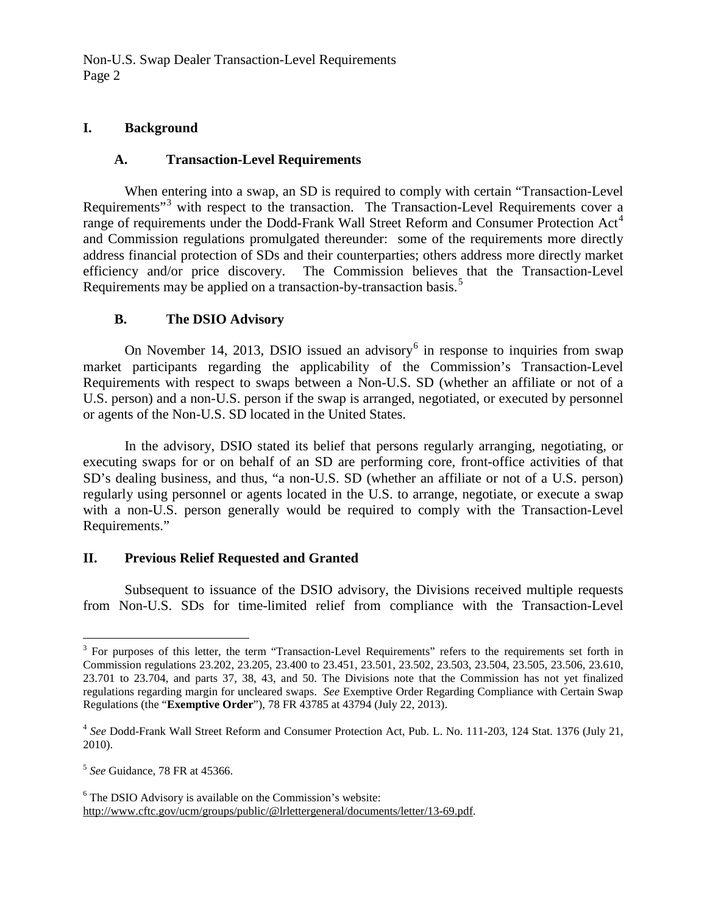## I. Background

### A. Transaction-Level Requirements

When entering into a swap, an SD is required to comply with certain "Transaction-Level Requirements"[3] with respect to the transaction. The Transaction-Level Requirements cover a range of requirements under the Dodd-Frank Wall Street Reform and Consumer Protection Act[4] and Commission regulations promulgated thereunder: some of the requirements more directly address financial protection of SDs and their counterparties; others address more directly market efficiency and/or price discovery. The Commission believes that the Transaction-Level Requirements may be applied on a transaction-by-transaction basis.[5]

### B. The DSIO Advisory

On November 14, 2013, DSIO issued an advisory[6] in response to inquiries from swap market participants regarding the applicability of the Commission's Transaction-Level Requirements with respect to swaps between a Non-U.S. SD (whether an affiliate or not of a U.S. person) and a non-U.S. person if the swap is arranged, negotiated, or executed by personnel or agents of the Non-U.S. SD located in the United States.

In the advisory, DSIO stated its belief that persons regularly arranging, negotiating, or executing swaps for or on behalf of an SD are performing core, front-office activities of that SD's dealing business, and thus, "a non-U.S. SD (whether an affiliate or not of a U.S. person) regularly using personnel or agents located in the U.S. to arrange, negotiate, or execute a swap with a non-U.S. person generally would be required to comply with the Transaction-Level Requirements."

## II. Previous Relief Requested and Granted

Subsequent to issuance of the DSIO advisory, the Divisions received multiple requests from Non-U.S. SDs for time-limited relief from compliance with the Transaction-Level

---

[3] For purposes of this letter, the term "Transaction-Level Requirements" refers to the requirements set forth in Commission regulations 23.202, 23.205, 23.400 to 23.451, 23.501, 23.502, 23.503, 23.504, 23.505, 23.506, 23.610, 23.701 to 23.704, and parts 37, 38, 43, and 50. The Divisions note that the Commission has not yet finalized regulations regarding margin for uncleared swaps. *See* Exemptive Order Regarding Compliance with Certain Swap Regulations (the "**Exemptive Order**"), 78 FR 43785 at 43794 (July 22, 2013).

[4] *See* Dodd-Frank Wall Street Reform and Consumer Protection Act, Pub. L. No. 111-203, 124 Stat. 1376 (July 21, 2010).

[5] *See* Guidance, 78 FR at 45366.

[6] The DSIO Advisory is available on the Commission's website: http://www.cftc.gov/ucm/groups/public/@lrlettergeneral/documents/letter/13-69.pdf.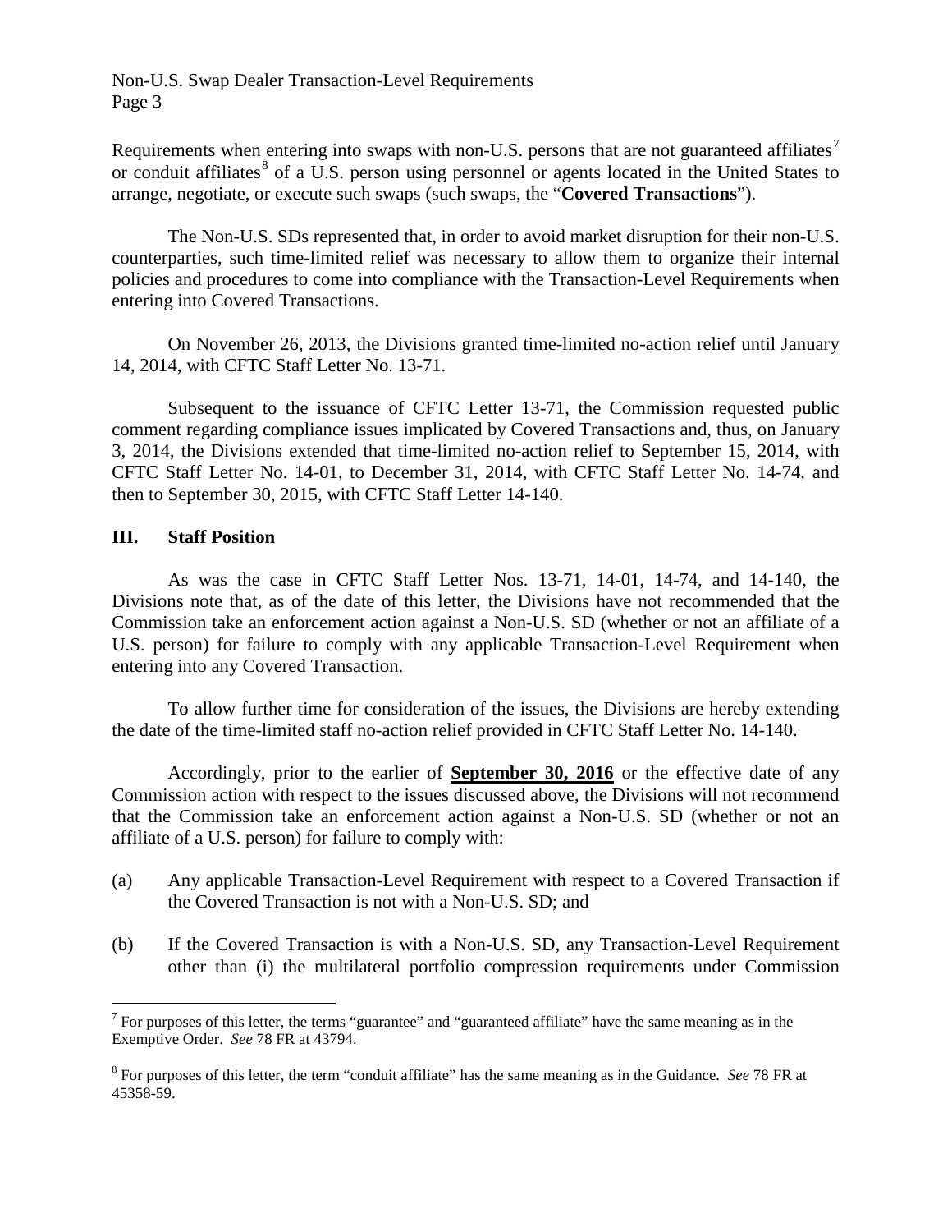Requirements when entering into swaps with non-U.S. persons that are not guaranteed affiliates[7] or conduit affiliates[8] of a U.S. person using personnel or agents located in the United States to arrange, negotiate, or execute such swaps (such swaps, the "**Covered Transactions**").

The Non-U.S. SDs represented that, in order to avoid market disruption for their non-U.S. counterparties, such time-limited relief was necessary to allow them to organize their internal policies and procedures to come into compliance with the Transaction-Level Requirements when entering into Covered Transactions.

On November 26, 2013, the Divisions granted time-limited no-action relief until January 14, 2014, with CFTC Staff Letter No. 13-71.

Subsequent to the issuance of CFTC Letter 13-71, the Commission requested public comment regarding compliance issues implicated by Covered Transactions and, thus, on January 3, 2014, the Divisions extended that time-limited no-action relief to September 15, 2014, with CFTC Staff Letter No. 14-01, to December 31, 2014, with CFTC Staff Letter No. 14-74, and then to September 30, 2015, with CFTC Staff Letter 14-140.

## III. Staff Position

As was the case in CFTC Staff Letter Nos. 13-71, 14-01, 14-74, and 14-140, the Divisions note that, as of the date of this letter, the Divisions have not recommended that the Commission take an enforcement action against a Non-U.S. SD (whether or not an affiliate of a U.S. person) for failure to comply with any applicable Transaction-Level Requirement when entering into any Covered Transaction.

To allow further time for consideration of the issues, the Divisions are hereby extending the date of the time-limited staff no-action relief provided in CFTC Staff Letter No. 14-140.

Accordingly, prior to the earlier of **September 30, 2016** or the effective date of any Commission action with respect to the issues discussed above, the Divisions will not recommend that the Commission take an enforcement action against a Non-U.S. SD (whether or not an affiliate of a U.S. person) for failure to comply with:

(a) Any applicable Transaction-Level Requirement with respect to a Covered Transaction if the Covered Transaction is not with a Non-U.S. SD; and

(b) If the Covered Transaction is with a Non-U.S. SD, any Transaction-Level Requirement other than (i) the multilateral portfolio compression requirements under Commission

[7] For purposes of this letter, the terms "guarantee" and "guaranteed affiliate" have the same meaning as in the Exemptive Order. *See* 78 FR at 43794.

[8] For purposes of this letter, the term "conduit affiliate" has the same meaning as in the Guidance. *See* 78 FR at 45358-59.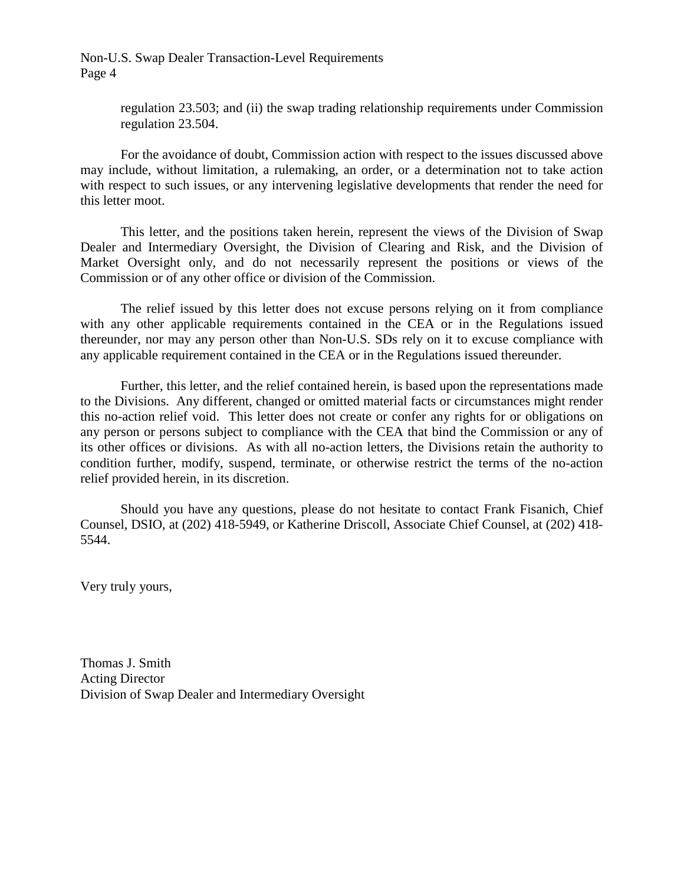regulation 23.503; and (ii) the swap trading relationship requirements under Commission regulation 23.504.

For the avoidance of doubt, Commission action with respect to the issues discussed above may include, without limitation, a rulemaking, an order, or a determination not to take action with respect to such issues, or any intervening legislative developments that render the need for this letter moot.

This letter, and the positions taken herein, represent the views of the Division of Swap Dealer and Intermediary Oversight, the Division of Clearing and Risk, and the Division of Market Oversight only, and do not necessarily represent the positions or views of the Commission or of any other office or division of the Commission.

The relief issued by this letter does not excuse persons relying on it from compliance with any other applicable requirements contained in the CEA or in the Regulations issued thereunder, nor may any person other than Non-U.S. SDs rely on it to excuse compliance with any applicable requirement contained in the CEA or in the Regulations issued thereunder.

Further, this letter, and the relief contained herein, is based upon the representations made to the Divisions. Any different, changed or omitted material facts or circumstances might render this no-action relief void. This letter does not create or confer any rights for or obligations on any person or persons subject to compliance with the CEA that bind the Commission or any of its other offices or divisions. As with all no-action letters, the Divisions retain the authority to condition further, modify, suspend, terminate, or otherwise restrict the terms of the no-action relief provided herein, in its discretion.

Should you have any questions, please do not hesitate to contact Frank Fisanich, Chief Counsel, DSIO, at (202) 418-5949, or Katherine Driscoll, Associate Chief Counsel, at (202) 418-5544.

Very truly yours,

Thomas J. Smith
Acting Director
Division of Swap Dealer and Intermediary Oversight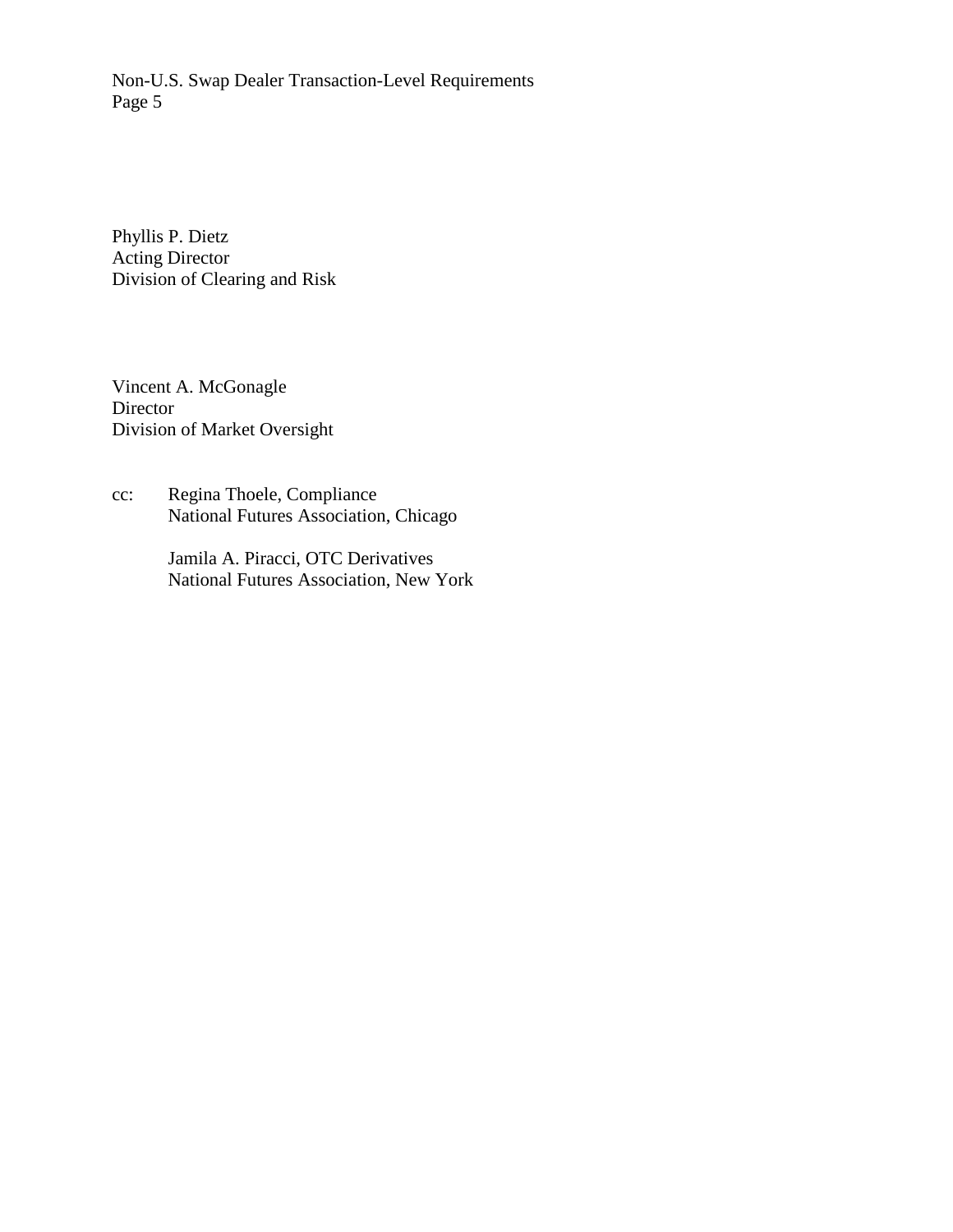Phyllis P. Dietz
Acting Director
Division of Clearing and Risk

Vincent A. McGonagle
Director
Division of Market Oversight

cc: Regina Thoele, Compliance
National Futures Association, Chicago

Jamila A. Piracci, OTC Derivatives
National Futures Association, New York